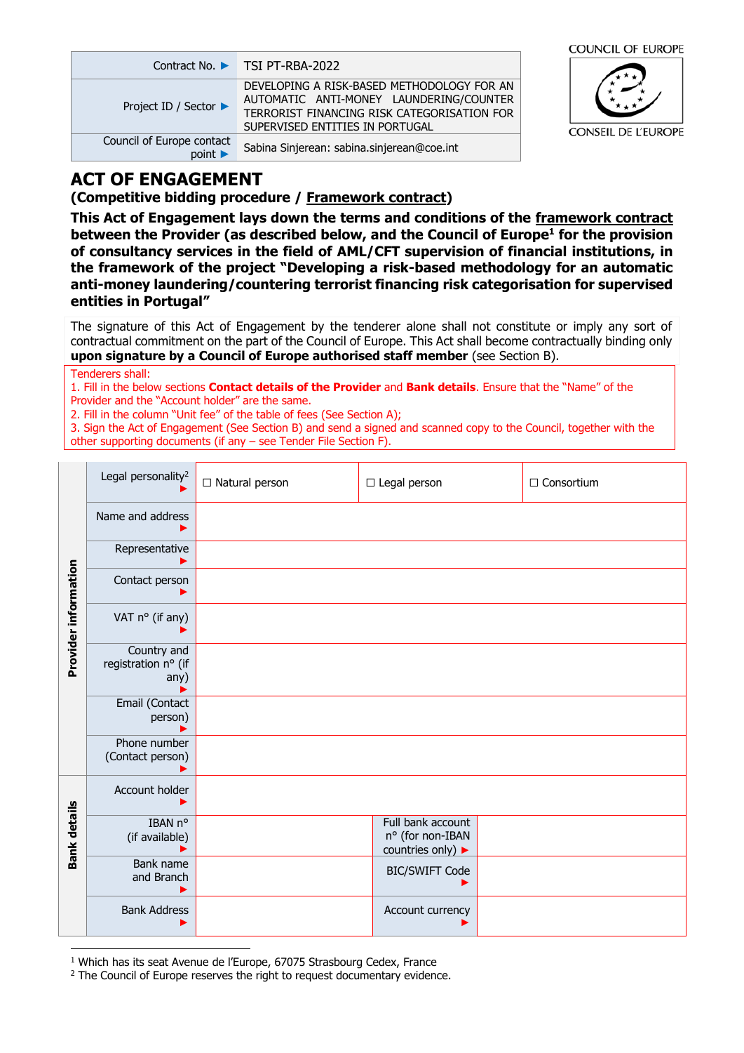| | |
|---|---|
| Contract No. ► | TSI PT-RBA-2022 |
| Project ID / Sector ► | DEVELOPING A RISK-BASED METHODOLOGY FOR AN AUTOMATIC ANTI-MONEY LAUNDERING/COUNTER TERRORIST FINANCING RISK CATEGORISATION FOR SUPERVISED ENTITIES IN PORTUGAL |
| Council of Europe contact point ► | Sabina Sinjerean: sabina.sinjerean@coe.int |

COUNCIL OF EUROPE
CONSEIL DE L'EUROPE

# ACT OF ENGAGEMENT

## (Competitive bidding procedure / Framework contract)

**This Act of Engagement lays down the terms and conditions of the framework contract between the Provider (as described below, and the Council of Europe[1] for the provision of consultancy services in the field of AML/CFT supervision of financial institutions, in the framework of the project "Developing a risk-based methodology for an automatic anti-money laundering/countering terrorist financing risk categorisation for supervised entities in Portugal"**

The signature of this Act of Engagement by the tenderer alone shall not constitute or imply any sort of contractual commitment on the part of the Council of Europe. This Act shall become contractually binding only **upon signature by a Council of Europe authorised staff member** (see Section B).

Tenderers shall:
1. Fill in the below sections **Contact details of the Provider** and **Bank details**. Ensure that the "Name" of the Provider and the "Account holder" are the same.
2. Fill in the column "Unit fee" of the table of fees (See Section A);
3. Sign the Act of Engagement (See Section B) and send a signed and scanned copy to the Council, together with the other supporting documents (if any – see Tender File Section F).

| | | | | | |
|---|---|---|---|---|---|
| **Provider information** | Legal personality[2] ► | ☐ Natural person | ☐ Legal person | ☐ Consortium | |
| | Name and address ► | | | | |
| | Representative ► | | | | |
| | Contact person ► | | | | |
| | VAT n° (if any) ► | | | | |
| | Country and registration n° (if any) ► | | | | |
| | Email (Contact person) ► | | | | |
| | Phone number (Contact person) ► | | | | |
| **Bank details** | Account holder ► | | | | |
| | IBAN n° (if available) ► | | Full bank account n° (for non-IBAN countries only) ► | | |
| | Bank name and Branch ► | | BIC/SWIFT Code ► | | |
| | Bank Address ► | | Account currency ► | | |

[1] Which has its seat Avenue de l'Europe, 67075 Strasbourg Cedex, France
[2] The Council of Europe reserves the right to request documentary evidence.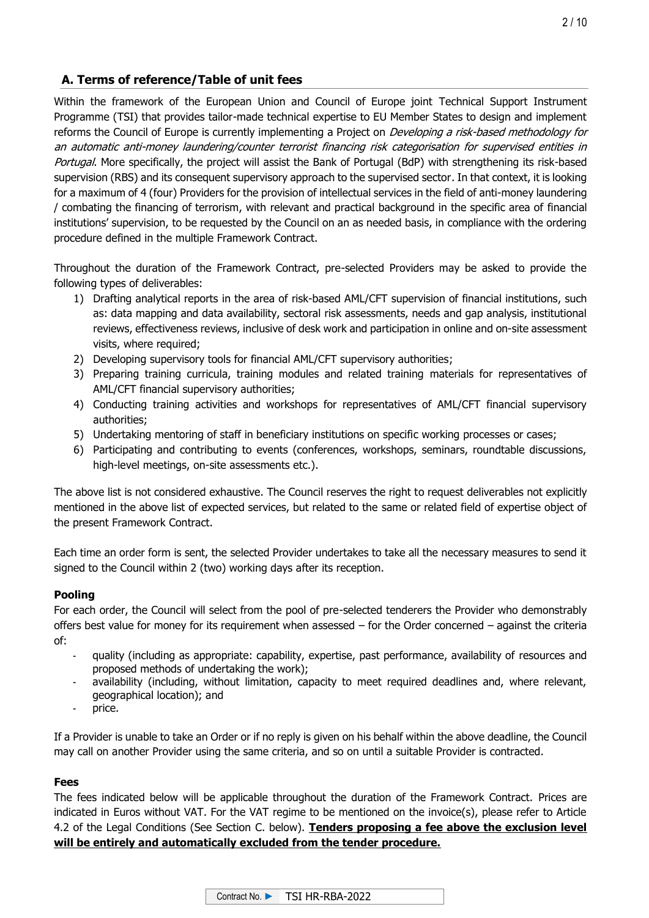## A. Terms of reference/Table of unit fees

Within the framework of the European Union and Council of Europe joint Technical Support Instrument Programme (TSI) that provides tailor-made technical expertise to EU Member States to design and implement reforms the Council of Europe is currently implementing a Project on *Developing a risk-based methodology for an automatic anti-money laundering/counter terrorist financing risk categorisation for supervised entities in Portugal*. More specifically, the project will assist the Bank of Portugal (BdP) with strengthening its risk-based supervision (RBS) and its consequent supervisory approach to the supervised sector. In that context, it is looking for a maximum of 4 (four) Providers for the provision of intellectual services in the field of anti-money laundering / combating the financing of terrorism, with relevant and practical background in the specific area of financial institutions' supervision, to be requested by the Council on an as needed basis, in compliance with the ordering procedure defined in the multiple Framework Contract.

Throughout the duration of the Framework Contract, pre-selected Providers may be asked to provide the following types of deliverables:

1) Drafting analytical reports in the area of risk-based AML/CFT supervision of financial institutions, such as: data mapping and data availability, sectoral risk assessments, needs and gap analysis, institutional reviews, effectiveness reviews, inclusive of desk work and participation in online and on-site assessment visits, where required;
2) Developing supervisory tools for financial AML/CFT supervisory authorities;
3) Preparing training curricula, training modules and related training materials for representatives of AML/CFT financial supervisory authorities;
4) Conducting training activities and workshops for representatives of AML/CFT financial supervisory authorities;
5) Undertaking mentoring of staff in beneficiary institutions on specific working processes or cases;
6) Participating and contributing to events (conferences, workshops, seminars, roundtable discussions, high-level meetings, on-site assessments etc.).

The above list is not considered exhaustive. The Council reserves the right to request deliverables not explicitly mentioned in the above list of expected services, but related to the same or related field of expertise object of the present Framework Contract.

Each time an order form is sent, the selected Provider undertakes to take all the necessary measures to send it signed to the Council within 2 (two) working days after its reception.

### Pooling

For each order, the Council will select from the pool of pre-selected tenderers the Provider who demonstrably offers best value for money for its requirement when assessed – for the Order concerned – against the criteria of:

- quality (including as appropriate: capability, expertise, past performance, availability of resources and proposed methods of undertaking the work);
- availability (including, without limitation, capacity to meet required deadlines and, where relevant, geographical location); and
- price.

If a Provider is unable to take an Order or if no reply is given on his behalf within the above deadline, the Council may call on another Provider using the same criteria, and so on until a suitable Provider is contracted.

### Fees

The fees indicated below will be applicable throughout the duration of the Framework Contract. Prices are indicated in Euros without VAT. For the VAT regime to be mentioned on the invoice(s), please refer to Article 4.2 of the Legal Conditions (See Section C. below). **Tenders proposing a fee above the exclusion level will be entirely and automatically excluded from the tender procedure.**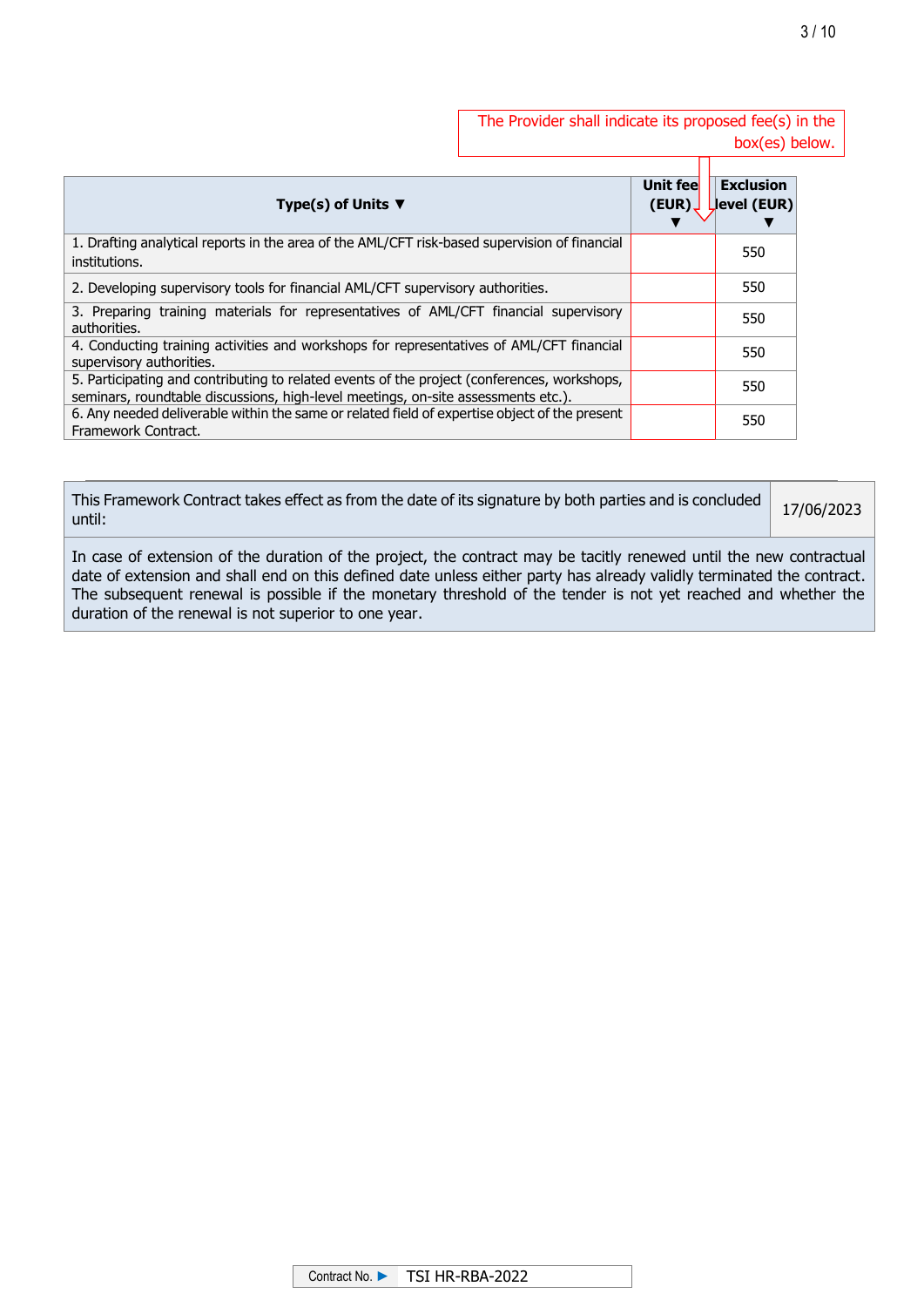The Provider shall indicate its proposed fee(s) in the box(es) below.

| Type(s) of Units ▼ | Unit fee (EUR) ▼ | Exclusion level (EUR) ▼ |
|---|---|---|
| 1. Drafting analytical reports in the area of the AML/CFT risk-based supervision of financial institutions. | | 550 |
| 2. Developing supervisory tools for financial AML/CFT supervisory authorities. | | 550 |
| 3. Preparing training materials for representatives of AML/CFT financial supervisory authorities. | | 550 |
| 4. Conducting training activities and workshops for representatives of AML/CFT financial supervisory authorities. | | 550 |
| 5. Participating and contributing to related events of the project (conferences, workshops, seminars, roundtable discussions, high-level meetings, on-site assessments etc.). | | 550 |
| 6. Any needed deliverable within the same or related field of expertise object of the present Framework Contract. | | 550 |

| This Framework Contract takes effect as from the date of its signature by both parties and is concluded until: | 17/06/2023 |
|---|---|
| In case of extension of the duration of the project, the contract may be tacitly renewed until the new contractual date of extension and shall end on this defined date unless either party has already validly terminated the contract. The subsequent renewal is possible if the monetary threshold of the tender is not yet reached and whether the duration of the renewal is not superior to one year. | |

Contract No. ▶ TSI HR-RBA-2022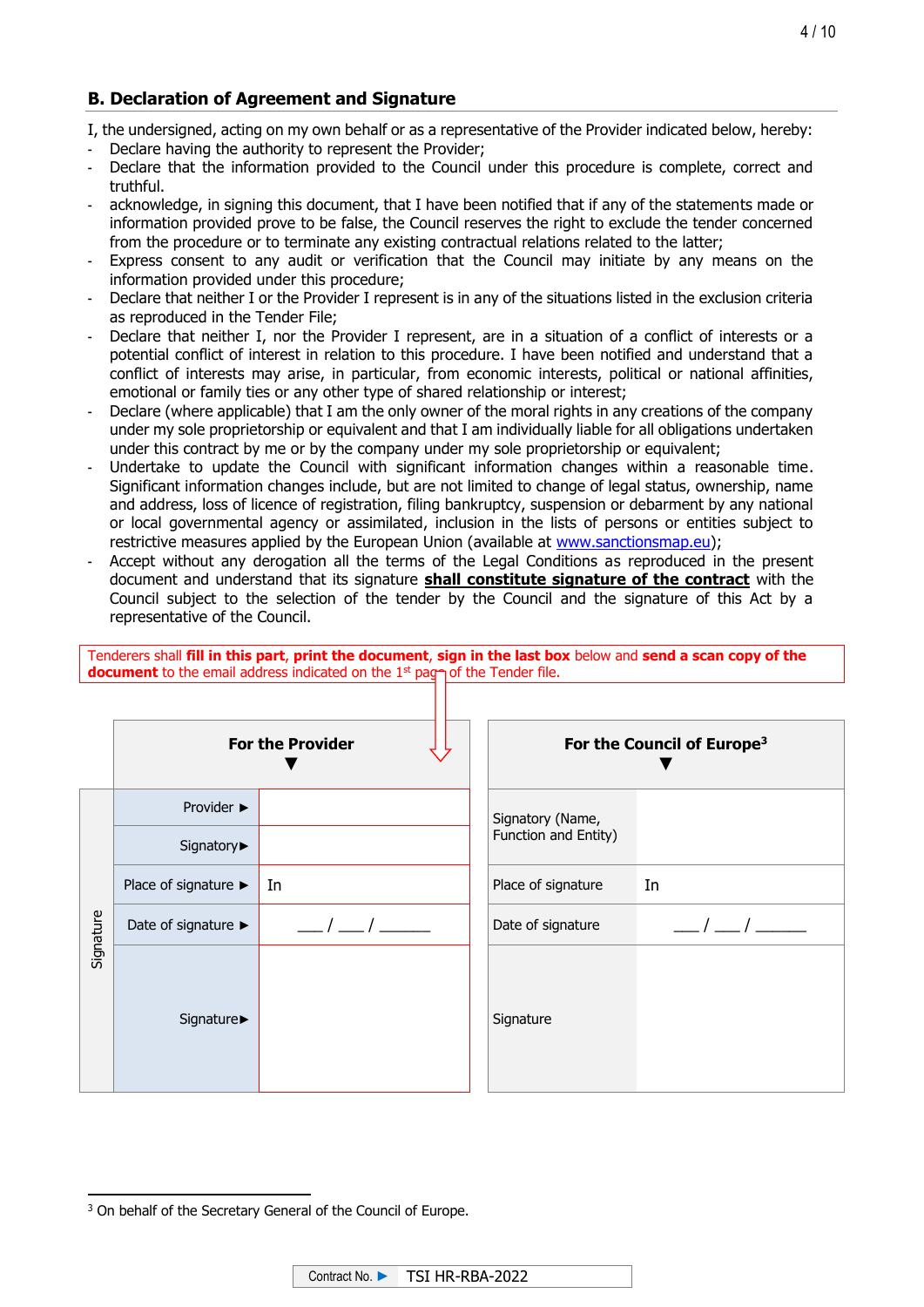## B. Declaration of Agreement and Signature

I, the undersigned, acting on my own behalf or as a representative of the Provider indicated below, hereby:

- Declare having the authority to represent the Provider;
- Declare that the information provided to the Council under this procedure is complete, correct and truthful.
- acknowledge, in signing this document, that I have been notified that if any of the statements made or information provided prove to be false, the Council reserves the right to exclude the tender concerned from the procedure or to terminate any existing contractual relations related to the latter;
- Express consent to any audit or verification that the Council may initiate by any means on the information provided under this procedure;
- Declare that neither I or the Provider I represent is in any of the situations listed in the exclusion criteria as reproduced in the Tender File;
- Declare that neither I, nor the Provider I represent, are in a situation of a conflict of interests or a potential conflict of interest in relation to this procedure. I have been notified and understand that a conflict of interests may arise, in particular, from economic interests, political or national affinities, emotional or family ties or any other type of shared relationship or interest;
- Declare (where applicable) that I am the only owner of the moral rights in any creations of the company under my sole proprietorship or equivalent and that I am individually liable for all obligations undertaken under this contract by me or by the company under my sole proprietorship or equivalent;
- Undertake to update the Council with significant information changes within a reasonable time. Significant information changes include, but are not limited to change of legal status, ownership, name and address, loss of licence of registration, filing bankruptcy, suspension or debarment by any national or local governmental agency or assimilated, inclusion in the lists of persons or entities subject to restrictive measures applied by the European Union (available at www.sanctionsmap.eu);
- Accept without any derogation all the terms of the Legal Conditions as reproduced in the present document and understand that its signature **shall constitute signature of the contract** with the Council subject to the selection of the tender by the Council and the signature of this Act by a representative of the Council.

Tenderers shall **fill in this part**, **print the document**, **sign in the last box** below and **send a scan copy of the document** to the email address indicated on the 1st page of the Tender file.

| Signature | For the Provider ▼ | | For the Council of Europe[3] ▼ | |
|---|---|---|---|---|
| | Provider ► | | Signatory (Name, Function and Entity) | |
| | Signatory► | | | |
| | Place of signature ► | In | Place of signature | In |
| | Date of signature ► | \_\_\_ / \_\_\_ / \_\_\_\_\_\_ | Date of signature | \_\_\_ / \_\_\_ / \_\_\_\_\_\_ |
| | Signature► | | Signature | |

[3] On behalf of the Secretary General of the Council of Europe.

Contract No. ► TSI HR-RBA-2022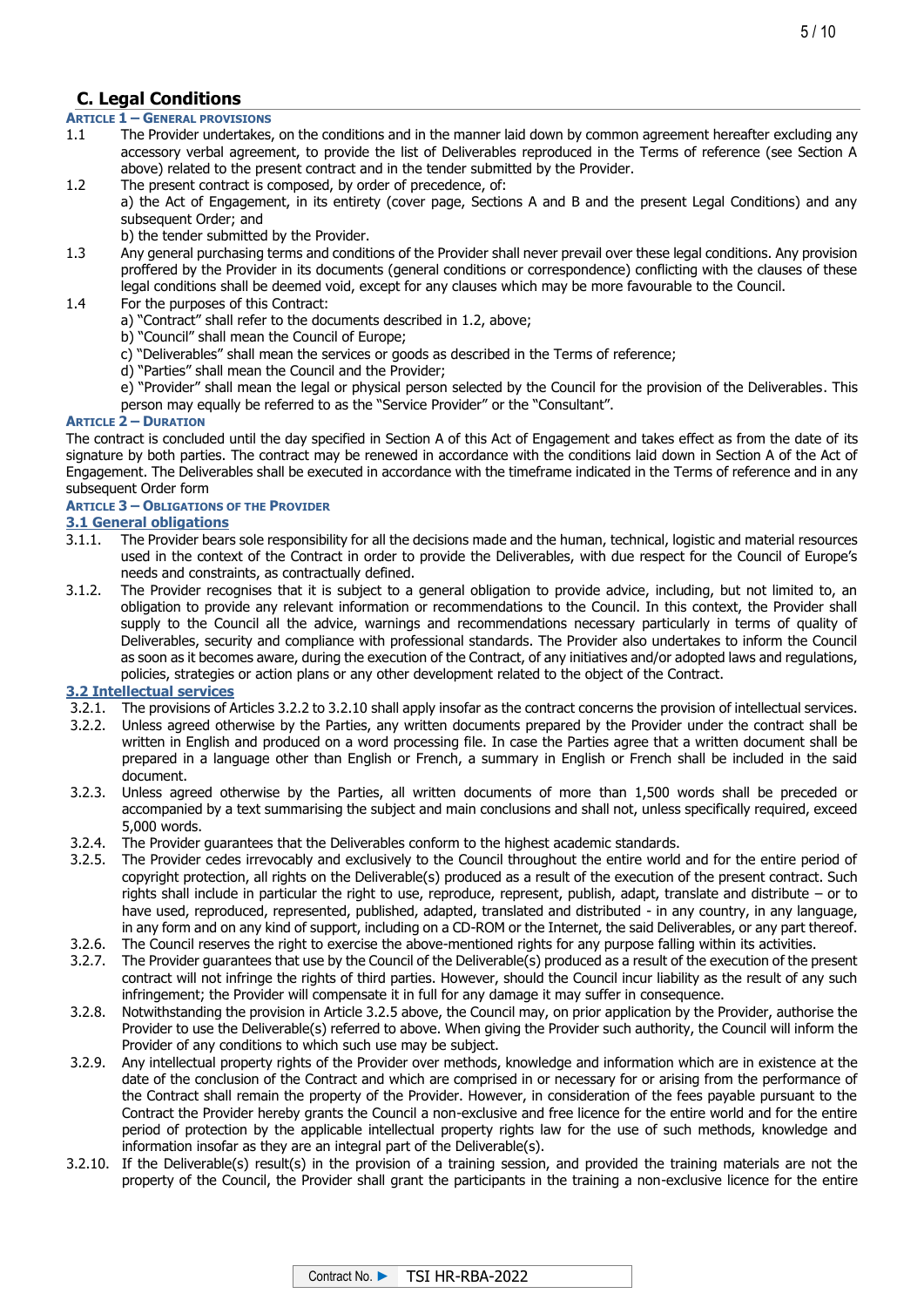## C. Legal Conditions

### Article 1 – General provisions

1.1 The Provider undertakes, on the conditions and in the manner laid down by common agreement hereafter excluding any accessory verbal agreement, to provide the list of Deliverables reproduced in the Terms of reference (see Section A above) related to the present contract and in the tender submitted by the Provider.

1.2 The present contract is composed, by order of precedence, of:
a) the Act of Engagement, in its entirety (cover page, Sections A and B and the present Legal Conditions) and any subsequent Order; and
b) the tender submitted by the Provider.

1.3 Any general purchasing terms and conditions of the Provider shall never prevail over these legal conditions. Any provision proffered by the Provider in its documents (general conditions or correspondence) conflicting with the clauses of these legal conditions shall be deemed void, except for any clauses which may be more favourable to the Council.

1.4 For the purposes of this Contract:
a) "Contract" shall refer to the documents described in 1.2, above;
b) "Council" shall mean the Council of Europe;
c) "Deliverables" shall mean the services or goods as described in the Terms of reference;
d) "Parties" shall mean the Council and the Provider;
e) "Provider" shall mean the legal or physical person selected by the Council for the provision of the Deliverables. This person may equally be referred to as the "Service Provider" or the "Consultant".

### Article 2 – Duration

The contract is concluded until the day specified in Section A of this Act of Engagement and takes effect as from the date of its signature by both parties. The contract may be renewed in accordance with the conditions laid down in Section A of the Act of Engagement. The Deliverables shall be executed in accordance with the timeframe indicated in the Terms of reference and in any subsequent Order form

### Article 3 – Obligations of the Provider

#### 3.1 General obligations

3.1.1. The Provider bears sole responsibility for all the decisions made and the human, technical, logistic and material resources used in the context of the Contract in order to provide the Deliverables, with due respect for the Council of Europe's needs and constraints, as contractually defined.

3.1.2. The Provider recognises that it is subject to a general obligation to provide advice, including, but not limited to, an obligation to provide any relevant information or recommendations to the Council. In this context, the Provider shall supply to the Council all the advice, warnings and recommendations necessary particularly in terms of quality of Deliverables, security and compliance with professional standards. The Provider also undertakes to inform the Council as soon as it becomes aware, during the execution of the Contract, of any initiatives and/or adopted laws and regulations, policies, strategies or action plans or any other development related to the object of the Contract.

#### 3.2 Intellectual services

3.2.1. The provisions of Articles 3.2.2 to 3.2.10 shall apply insofar as the contract concerns the provision of intellectual services.

3.2.2. Unless agreed otherwise by the Parties, any written documents prepared by the Provider under the contract shall be written in English and produced on a word processing file. In case the Parties agree that a written document shall be prepared in a language other than English or French, a summary in English or French shall be included in the said document.

3.2.3. Unless agreed otherwise by the Parties, all written documents of more than 1,500 words shall be preceded or accompanied by a text summarising the subject and main conclusions and shall not, unless specifically required, exceed 5,000 words.

3.2.4. The Provider guarantees that the Deliverables conform to the highest academic standards.

3.2.5. The Provider cedes irrevocably and exclusively to the Council throughout the entire world and for the entire period of copyright protection, all rights on the Deliverable(s) produced as a result of the execution of the present contract. Such rights shall include in particular the right to use, reproduce, represent, publish, adapt, translate and distribute – or to have used, reproduced, represented, published, adapted, translated and distributed - in any country, in any language, in any form and on any kind of support, including on a CD-ROM or the Internet, the said Deliverables, or any part thereof.

3.2.6. The Council reserves the right to exercise the above-mentioned rights for any purpose falling within its activities.

3.2.7. The Provider guarantees that use by the Council of the Deliverable(s) produced as a result of the execution of the present contract will not infringe the rights of third parties. However, should the Council incur liability as the result of any such infringement; the Provider will compensate it in full for any damage it may suffer in consequence.

3.2.8. Notwithstanding the provision in Article 3.2.5 above, the Council may, on prior application by the Provider, authorise the Provider to use the Deliverable(s) referred to above. When giving the Provider such authority, the Council will inform the Provider of any conditions to which such use may be subject.

3.2.9. Any intellectual property rights of the Provider over methods, knowledge and information which are in existence at the date of the conclusion of the Contract and which are comprised in or necessary for or arising from the performance of the Contract shall remain the property of the Provider. However, in consideration of the fees payable pursuant to the Contract the Provider hereby grants the Council a non-exclusive and free licence for the entire world and for the entire period of protection by the applicable intellectual property rights law for the use of such methods, knowledge and information insofar as they are an integral part of the Deliverable(s).

3.2.10. If the Deliverable(s) result(s) in the provision of a training session, and provided the training materials are not the property of the Council, the Provider shall grant the participants in the training a non-exclusive licence for the entire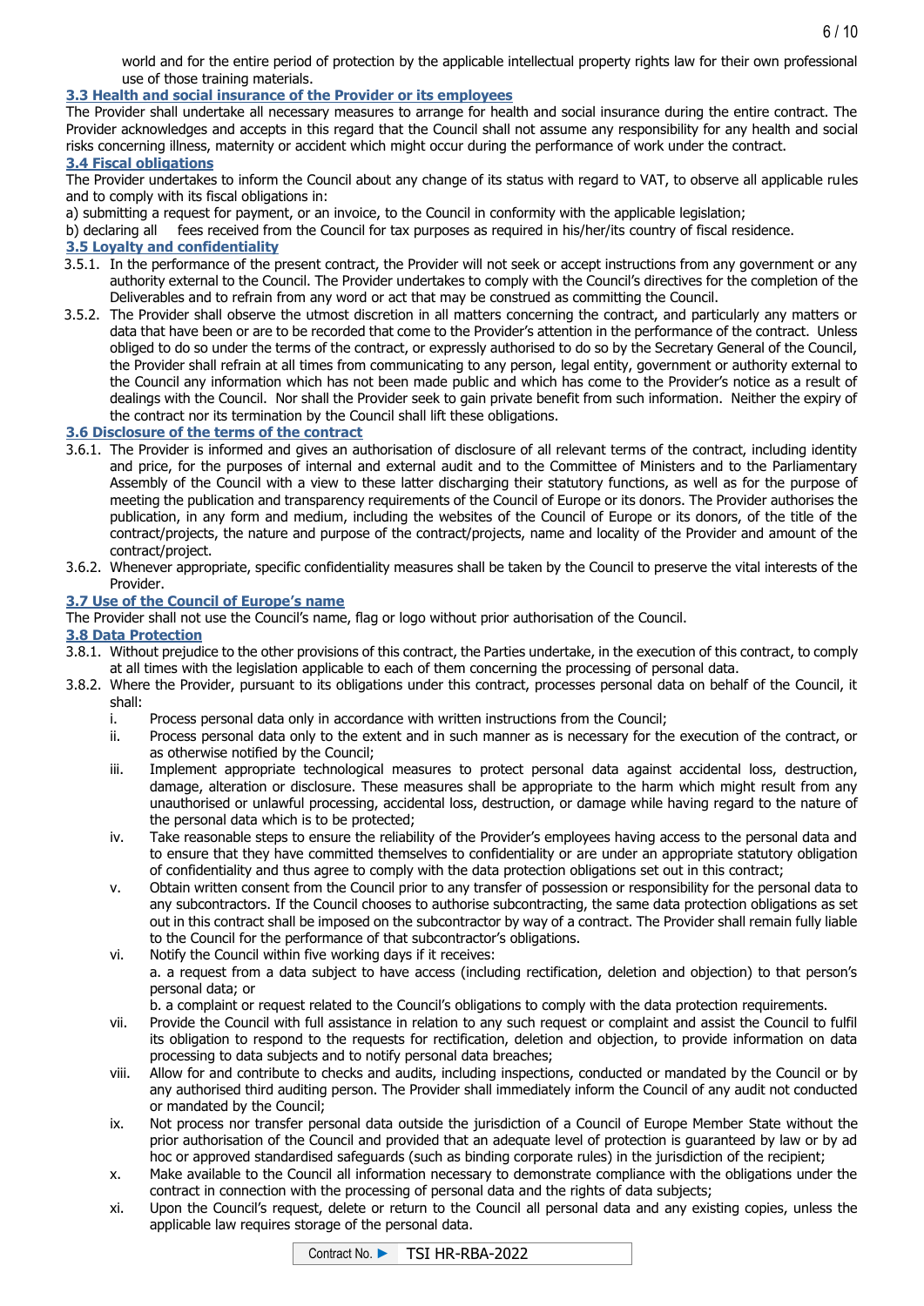world and for the entire period of protection by the applicable intellectual property rights law for their own professional use of those training materials.

### 3.3 Health and social insurance of the Provider or its employees

The Provider shall undertake all necessary measures to arrange for health and social insurance during the entire contract. The Provider acknowledges and accepts in this regard that the Council shall not assume any responsibility for any health and social risks concerning illness, maternity or accident which might occur during the performance of work under the contract.

### 3.4 Fiscal obligations

The Provider undertakes to inform the Council about any change of its status with regard to VAT, to observe all applicable rules and to comply with its fiscal obligations in:

a) submitting a request for payment, or an invoice, to the Council in conformity with the applicable legislation;

b) declaring all fees received from the Council for tax purposes as required in his/her/its country of fiscal residence.

### 3.5 Loyalty and confidentiality

3.5.1. In the performance of the present contract, the Provider will not seek or accept instructions from any government or any authority external to the Council. The Provider undertakes to comply with the Council's directives for the completion of the Deliverables and to refrain from any word or act that may be construed as committing the Council.

3.5.2. The Provider shall observe the utmost discretion in all matters concerning the contract, and particularly any matters or data that have been or are to be recorded that come to the Provider's attention in the performance of the contract. Unless obliged to do so under the terms of the contract, or expressly authorised to do so by the Secretary General of the Council, the Provider shall refrain at all times from communicating to any person, legal entity, government or authority external to the Council any information which has not been made public and which has come to the Provider's notice as a result of dealings with the Council. Nor shall the Provider seek to gain private benefit from such information. Neither the expiry of the contract nor its termination by the Council shall lift these obligations.

### 3.6 Disclosure of the terms of the contract

3.6.1. The Provider is informed and gives an authorisation of disclosure of all relevant terms of the contract, including identity and price, for the purposes of internal and external audit and to the Committee of Ministers and to the Parliamentary Assembly of the Council with a view to these latter discharging their statutory functions, as well as for the purpose of meeting the publication and transparency requirements of the Council of Europe or its donors. The Provider authorises the publication, in any form and medium, including the websites of the Council of Europe or its donors, of the title of the contract/projects, the nature and purpose of the contract/projects, name and locality of the Provider and amount of the contract/project.

3.6.2. Whenever appropriate, specific confidentiality measures shall be taken by the Council to preserve the vital interests of the Provider.

### 3.7 Use of the Council of Europe's name

The Provider shall not use the Council's name, flag or logo without prior authorisation of the Council.

### 3.8 Data Protection

3.8.1. Without prejudice to the other provisions of this contract, the Parties undertake, in the execution of this contract, to comply at all times with the legislation applicable to each of them concerning the processing of personal data.

3.8.2. Where the Provider, pursuant to its obligations under this contract, processes personal data on behalf of the Council, it shall:

i. Process personal data only in accordance with written instructions from the Council;

ii. Process personal data only to the extent and in such manner as is necessary for the execution of the contract, or as otherwise notified by the Council;

iii. Implement appropriate technological measures to protect personal data against accidental loss, destruction, damage, alteration or disclosure. These measures shall be appropriate to the harm which might result from any unauthorised or unlawful processing, accidental loss, destruction, or damage while having regard to the nature of the personal data which is to be protected;

iv. Take reasonable steps to ensure the reliability of the Provider's employees having access to the personal data and to ensure that they have committed themselves to confidentiality or are under an appropriate statutory obligation of confidentiality and thus agree to comply with the data protection obligations set out in this contract;

v. Obtain written consent from the Council prior to any transfer of possession or responsibility for the personal data to any subcontractors. If the Council chooses to authorise subcontracting, the same data protection obligations as set out in this contract shall be imposed on the subcontractor by way of a contract. The Provider shall remain fully liable to the Council for the performance of that subcontractor's obligations.

vi. Notify the Council within five working days if it receives:

a. a request from a data subject to have access (including rectification, deletion and objection) to that person's personal data; or

b. a complaint or request related to the Council's obligations to comply with the data protection requirements.

vii. Provide the Council with full assistance in relation to any such request or complaint and assist the Council to fulfil its obligation to respond to the requests for rectification, deletion and objection, to provide information on data processing to data subjects and to notify personal data breaches;

viii. Allow for and contribute to checks and audits, including inspections, conducted or mandated by the Council or by any authorised third auditing person. The Provider shall immediately inform the Council of any audit not conducted or mandated by the Council;

ix. Not process nor transfer personal data outside the jurisdiction of a Council of Europe Member State without the prior authorisation of the Council and provided that an adequate level of protection is guaranteed by law or by ad hoc or approved standardised safeguards (such as binding corporate rules) in the jurisdiction of the recipient;

x. Make available to the Council all information necessary to demonstrate compliance with the obligations under the contract in connection with the processing of personal data and the rights of data subjects;

xi. Upon the Council's request, delete or return to the Council all personal data and any existing copies, unless the applicable law requires storage of the personal data.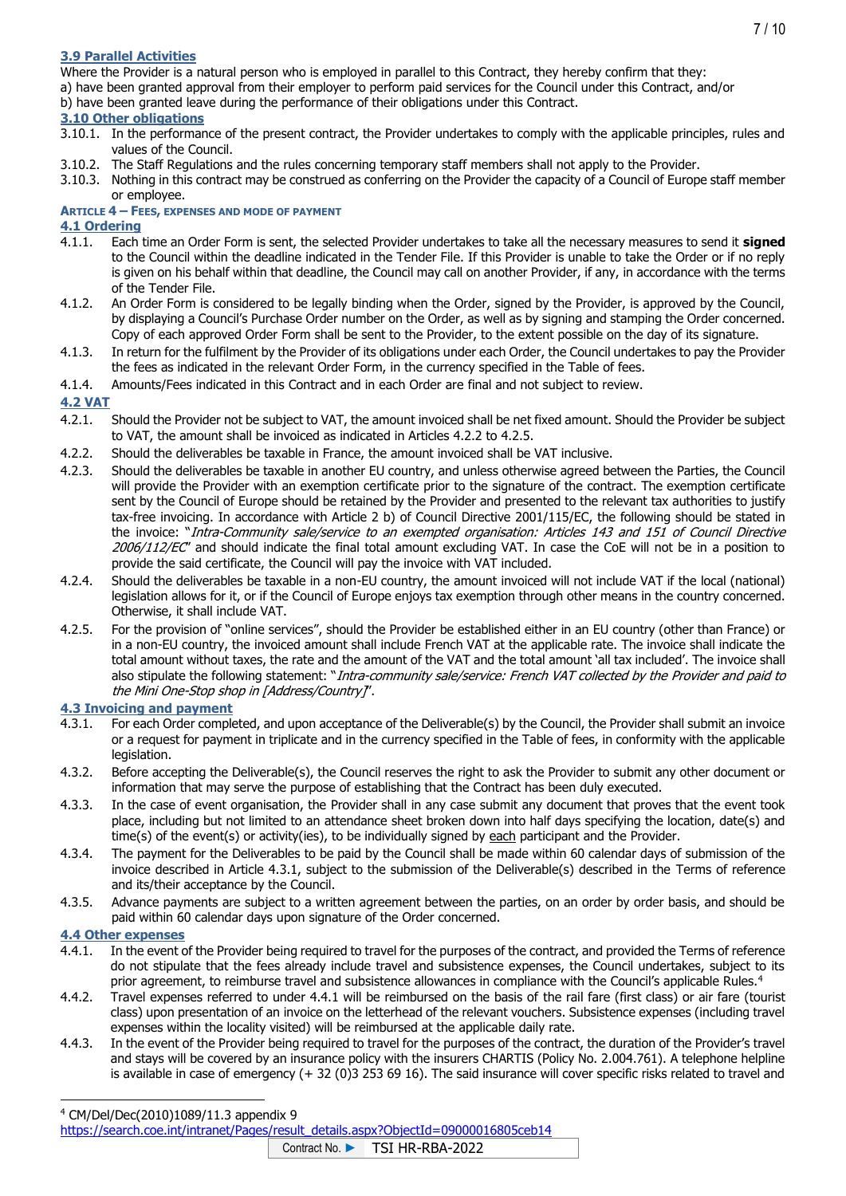### 3.9 Parallel Activities

Where the Provider is a natural person who is employed in parallel to this Contract, they hereby confirm that they:

a) have been granted approval from their employer to perform paid services for the Council under this Contract, and/or

b) have been granted leave during the performance of their obligations under this Contract.

### 3.10 Other obligations

3.10.1. In the performance of the present contract, the Provider undertakes to comply with the applicable principles, rules and values of the Council.

3.10.2. The Staff Regulations and the rules concerning temporary staff members shall not apply to the Provider.

3.10.3. Nothing in this contract may be construed as conferring on the Provider the capacity of a Council of Europe staff member or employee.

## ARTICLE 4 – FEES, EXPENSES AND MODE OF PAYMENT

### 4.1 Ordering

4.1.1. Each time an Order Form is sent, the selected Provider undertakes to take all the necessary measures to send it **signed** to the Council within the deadline indicated in the Tender File. If this Provider is unable to take the Order or if no reply is given on his behalf within that deadline, the Council may call on another Provider, if any, in accordance with the terms of the Tender File.

4.1.2. An Order Form is considered to be legally binding when the Order, signed by the Provider, is approved by the Council, by displaying a Council's Purchase Order number on the Order, as well as by signing and stamping the Order concerned. Copy of each approved Order Form shall be sent to the Provider, to the extent possible on the day of its signature.

4.1.3. In return for the fulfilment by the Provider of its obligations under each Order, the Council undertakes to pay the Provider the fees as indicated in the relevant Order Form, in the currency specified in the Table of fees.

4.1.4. Amounts/Fees indicated in this Contract and in each Order are final and not subject to review.

### 4.2 VAT

4.2.1. Should the Provider not be subject to VAT, the amount invoiced shall be net fixed amount. Should the Provider be subject to VAT, the amount shall be invoiced as indicated in Articles 4.2.2 to 4.2.5.

4.2.2. Should the deliverables be taxable in France, the amount invoiced shall be VAT inclusive.

4.2.3. Should the deliverables be taxable in another EU country, and unless otherwise agreed between the Parties, the Council will provide the Provider with an exemption certificate prior to the signature of the contract. The exemption certificate sent by the Council of Europe should be retained by the Provider and presented to the relevant tax authorities to justify tax-free invoicing. In accordance with Article 2 b) of Council Directive 2001/115/EC, the following should be stated in the invoice: "*Intra-Community sale/service to an exempted organisation: Articles 143 and 151 of Council Directive 2006/112/EC*" and should indicate the final total amount excluding VAT. In case the CoE will not be in a position to provide the said certificate, the Council will pay the invoice with VAT included.

4.2.4. Should the deliverables be taxable in a non-EU country, the amount invoiced will not include VAT if the local (national) legislation allows for it, or if the Council of Europe enjoys tax exemption through other means in the country concerned. Otherwise, it shall include VAT.

4.2.5. For the provision of "online services", should the Provider be established either in an EU country (other than France) or in a non-EU country, the invoiced amount shall include French VAT at the applicable rate. The invoice shall indicate the total amount without taxes, the rate and the amount of the VAT and the total amount 'all tax included'. The invoice shall also stipulate the following statement: "*Intra-community sale/service: French VAT collected by the Provider and paid to the Mini One-Stop shop in [Address/Country]*".

### 4.3 Invoicing and payment

4.3.1. For each Order completed, and upon acceptance of the Deliverable(s) by the Council, the Provider shall submit an invoice or a request for payment in triplicate and in the currency specified in the Table of fees, in conformity with the applicable legislation.

4.3.2. Before accepting the Deliverable(s), the Council reserves the right to ask the Provider to submit any other document or information that may serve the purpose of establishing that the Contract has been duly executed.

4.3.3. In the case of event organisation, the Provider shall in any case submit any document that proves that the event took place, including but not limited to an attendance sheet broken down into half days specifying the location, date(s) and time(s) of the event(s) or activity(ies), to be individually signed by <u>each</u> participant and the Provider.

4.3.4. The payment for the Deliverables to be paid by the Council shall be made within 60 calendar days of submission of the invoice described in Article 4.3.1, subject to the submission of the Deliverable(s) described in the Terms of reference and its/their acceptance by the Council.

4.3.5. Advance payments are subject to a written agreement between the parties, on an order by order basis, and should be paid within 60 calendar days upon signature of the Order concerned.

### 4.4 Other expenses

4.4.1. In the event of the Provider being required to travel for the purposes of the contract, and provided the Terms of reference do not stipulate that the fees already include travel and subsistence expenses, the Council undertakes, subject to its prior agreement, to reimburse travel and subsistence allowances in compliance with the Council's applicable Rules.[4]

4.4.2. Travel expenses referred to under 4.4.1 will be reimbursed on the basis of the rail fare (first class) or air fare (tourist class) upon presentation of an invoice on the letterhead of the relevant vouchers. Subsistence expenses (including travel expenses within the locality visited) will be reimbursed at the applicable daily rate.

4.4.3. In the event of the Provider being required to travel for the purposes of the contract, the duration of the Provider's travel and stays will be covered by an insurance policy with the insurers CHARTIS (Policy No. 2.004.761). A telephone helpline is available in case of emergency (+ 32 (0)3 253 69 16). The said insurance will cover specific risks related to travel and

[4] CM/Del/Dec(2010)1089/11.3 appendix 9
https://search.coe.int/intranet/Pages/result_details.aspx?ObjectId=09000016805ceb14

Contract No. ► TSI HR-RBA-2022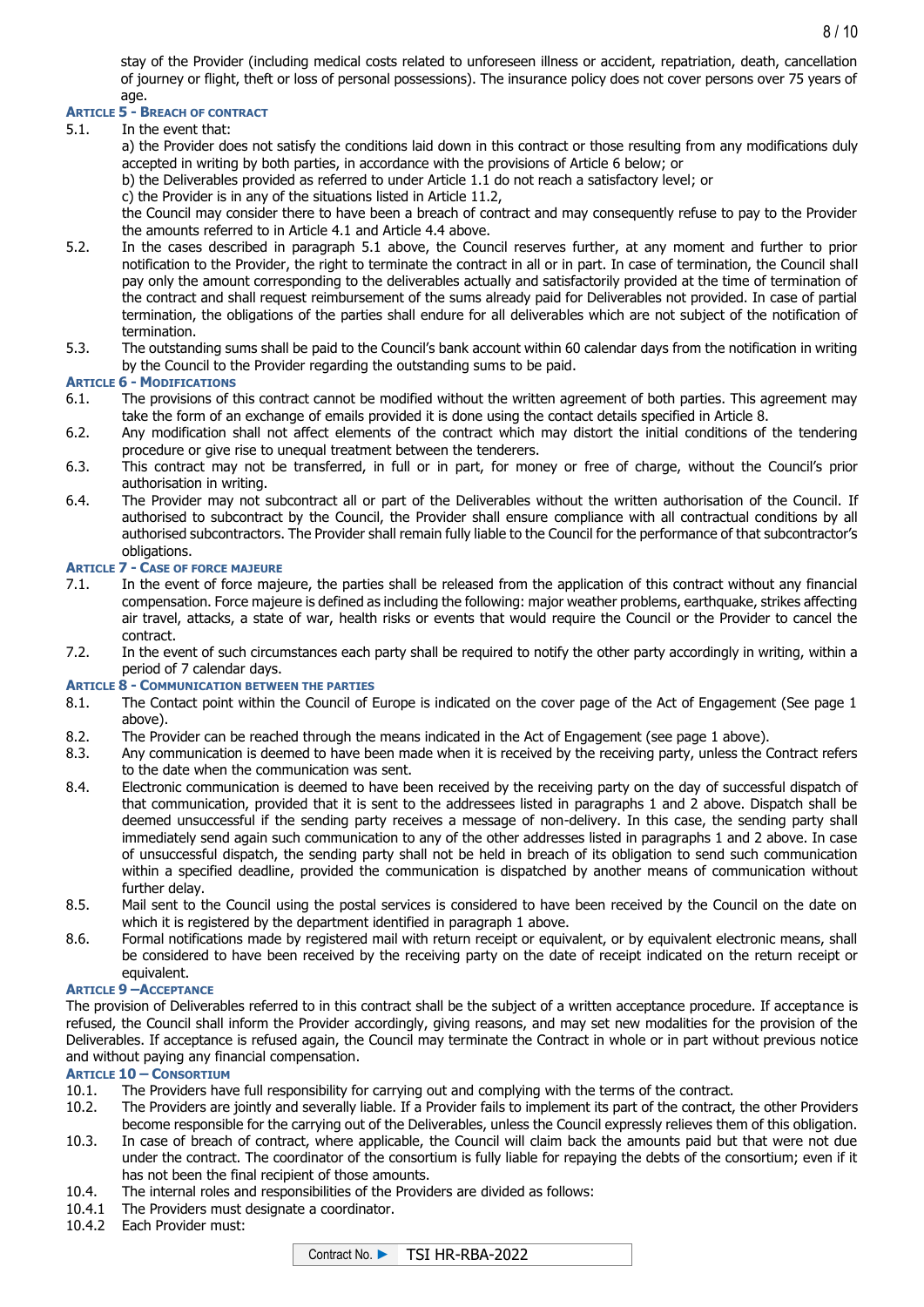stay of the Provider (including medical costs related to unforeseen illness or accident, repatriation, death, cancellation of journey or flight, theft or loss of personal possessions). The insurance policy does not cover persons over 75 years of age.

### ARTICLE 5 - BREACH OF CONTRACT

5.1. In the event that:

a) the Provider does not satisfy the conditions laid down in this contract or those resulting from any modifications duly accepted in writing by both parties, in accordance with the provisions of Article 6 below; or

b) the Deliverables provided as referred to under Article 1.1 do not reach a satisfactory level; or

c) the Provider is in any of the situations listed in Article 11.2,

the Council may consider there to have been a breach of contract and may consequently refuse to pay to the Provider the amounts referred to in Article 4.1 and Article 4.4 above.

5.2. In the cases described in paragraph 5.1 above, the Council reserves further, at any moment and further to prior notification to the Provider, the right to terminate the contract in all or in part. In case of termination, the Council shall pay only the amount corresponding to the deliverables actually and satisfactorily provided at the time of termination of the contract and shall request reimbursement of the sums already paid for Deliverables not provided. In case of partial termination, the obligations of the parties shall endure for all deliverables which are not subject of the notification of termination.

5.3. The outstanding sums shall be paid to the Council's bank account within 60 calendar days from the notification in writing by the Council to the Provider regarding the outstanding sums to be paid.

### ARTICLE 6 - MODIFICATIONS

6.1. The provisions of this contract cannot be modified without the written agreement of both parties. This agreement may take the form of an exchange of emails provided it is done using the contact details specified in Article 8.

6.2. Any modification shall not affect elements of the contract which may distort the initial conditions of the tendering procedure or give rise to unequal treatment between the tenderers.

6.3. This contract may not be transferred, in full or in part, for money or free of charge, without the Council's prior authorisation in writing.

6.4. The Provider may not subcontract all or part of the Deliverables without the written authorisation of the Council. If authorised to subcontract by the Council, the Provider shall ensure compliance with all contractual conditions by all authorised subcontractors. The Provider shall remain fully liable to the Council for the performance of that subcontractor's obligations.

### ARTICLE 7 - CASE OF FORCE MAJEURE

7.1. In the event of force majeure, the parties shall be released from the application of this contract without any financial compensation. Force majeure is defined as including the following: major weather problems, earthquake, strikes affecting air travel, attacks, a state of war, health risks or events that would require the Council or the Provider to cancel the contract.

7.2. In the event of such circumstances each party shall be required to notify the other party accordingly in writing, within a period of 7 calendar days.

### ARTICLE 8 - COMMUNICATION BETWEEN THE PARTIES

8.1. The Contact point within the Council of Europe is indicated on the cover page of the Act of Engagement (See page 1 above).

8.2. The Provider can be reached through the means indicated in the Act of Engagement (see page 1 above).

8.3. Any communication is deemed to have been made when it is received by the receiving party, unless the Contract refers to the date when the communication was sent.

8.4. Electronic communication is deemed to have been received by the receiving party on the day of successful dispatch of that communication, provided that it is sent to the addressees listed in paragraphs 1 and 2 above. Dispatch shall be deemed unsuccessful if the sending party receives a message of non-delivery. In this case, the sending party shall immediately send again such communication to any of the other addresses listed in paragraphs 1 and 2 above. In case of unsuccessful dispatch, the sending party shall not be held in breach of its obligation to send such communication within a specified deadline, provided the communication is dispatched by another means of communication without further delay.

8.5. Mail sent to the Council using the postal services is considered to have been received by the Council on the date on which it is registered by the department identified in paragraph 1 above.

8.6. Formal notifications made by registered mail with return receipt or equivalent, or by equivalent electronic means, shall be considered to have been received by the receiving party on the date of receipt indicated on the return receipt or equivalent.

### ARTICLE 9 –ACCEPTANCE

The provision of Deliverables referred to in this contract shall be the subject of a written acceptance procedure. If acceptance is refused, the Council shall inform the Provider accordingly, giving reasons, and may set new modalities for the provision of the Deliverables. If acceptance is refused again, the Council may terminate the Contract in whole or in part without previous notice and without paying any financial compensation.

### ARTICLE 10 – CONSORTIUM

10.1. The Providers have full responsibility for carrying out and complying with the terms of the contract.

10.2. The Providers are jointly and severally liable. If a Provider fails to implement its part of the contract, the other Providers become responsible for the carrying out of the Deliverables, unless the Council expressly relieves them of this obligation.

10.3. In case of breach of contract, where applicable, the Council will claim back the amounts paid but that were not due under the contract. The coordinator of the consortium is fully liable for repaying the debts of the consortium; even if it has not been the final recipient of those amounts.

10.4. The internal roles and responsibilities of the Providers are divided as follows:

10.4.1 The Providers must designate a coordinator.

10.4.2 Each Provider must: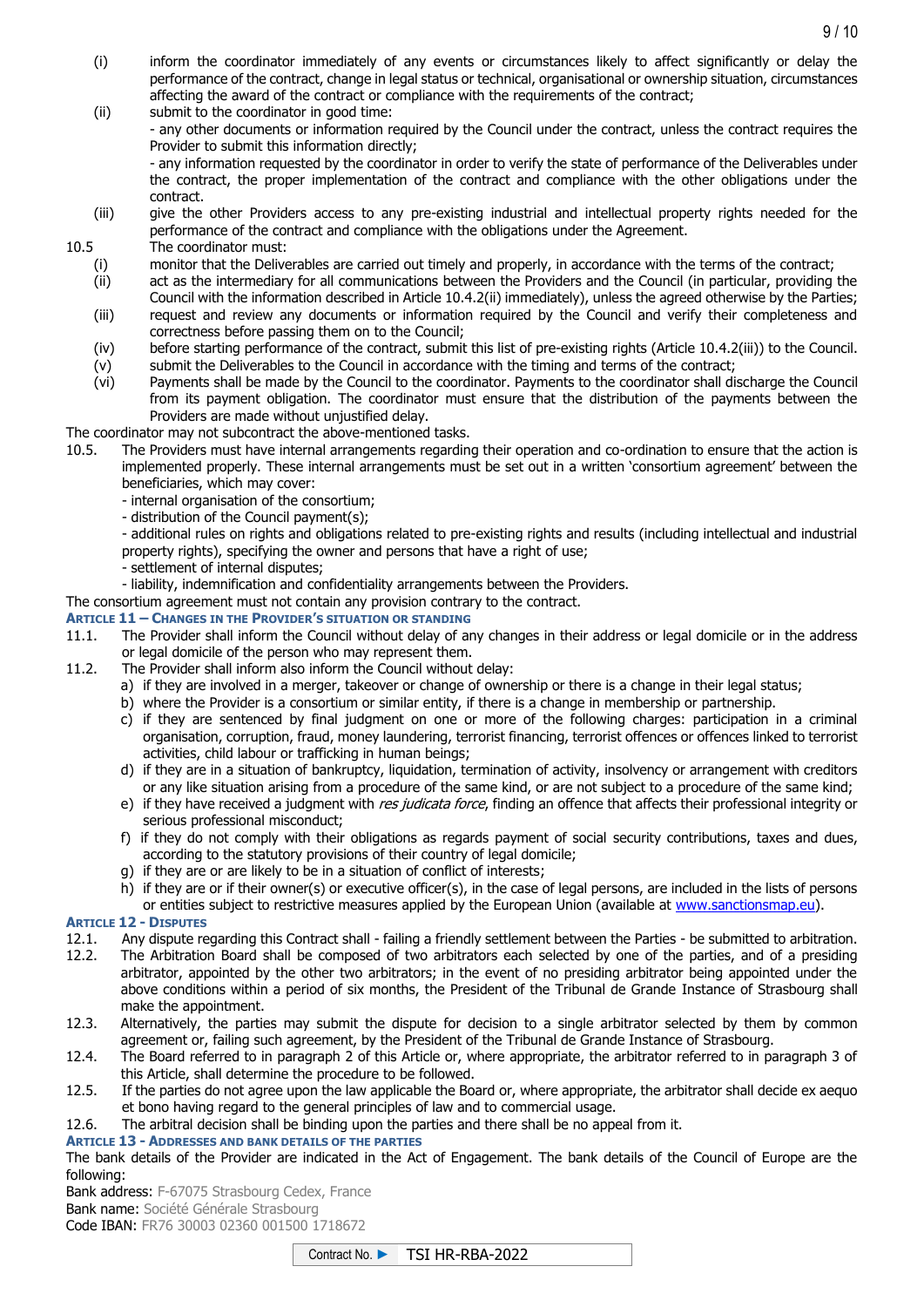(i) inform the coordinator immediately of any events or circumstances likely to affect significantly or delay the performance of the contract, change in legal status or technical, organisational or ownership situation, circumstances affecting the award of the contract or compliance with the requirements of the contract;

(ii) submit to the coordinator in good time:
- any other documents or information required by the Council under the contract, unless the contract requires the Provider to submit this information directly;
- any information requested by the coordinator in order to verify the state of performance of the Deliverables under the contract, the proper implementation of the contract and compliance with the other obligations under the contract.

(iii) give the other Providers access to any pre-existing industrial and intellectual property rights needed for the performance of the contract and compliance with the obligations under the Agreement.

10.5 The coordinator must:

(i) monitor that the Deliverables are carried out timely and properly, in accordance with the terms of the contract;

(ii) act as the intermediary for all communications between the Providers and the Council (in particular, providing the Council with the information described in Article 10.4.2(ii) immediately), unless the agreed otherwise by the Parties;

(iii) request and review any documents or information required by the Council and verify their completeness and correctness before passing them on to the Council;

(iv) before starting performance of the contract, submit this list of pre-existing rights (Article 10.4.2(iii)) to the Council.

(v) submit the Deliverables to the Council in accordance with the timing and terms of the contract;

(vi) Payments shall be made by the Council to the coordinator. Payments to the coordinator shall discharge the Council from its payment obligation. The coordinator must ensure that the distribution of the payments between the Providers are made without unjustified delay.

The coordinator may not subcontract the above-mentioned tasks.

10.5. The Providers must have internal arrangements regarding their operation and co-ordination to ensure that the action is implemented properly. These internal arrangements must be set out in a written 'consortium agreement' between the beneficiaries, which may cover:
- internal organisation of the consortium;
- distribution of the Council payment(s);
- additional rules on rights and obligations related to pre-existing rights and results (including intellectual and industrial property rights), specifying the owner and persons that have a right of use;
- settlement of internal disputes;
- liability, indemnification and confidentiality arrangements between the Providers.

The consortium agreement must not contain any provision contrary to the contract.

## Article 11 – Changes in the Provider's situation or standing

11.1. The Provider shall inform the Council without delay of any changes in their address or legal domicile or in the address or legal domicile of the person who may represent them.

11.2. The Provider shall inform also inform the Council without delay:

a) if they are involved in a merger, takeover or change of ownership or there is a change in their legal status;
b) where the Provider is a consortium or similar entity, if there is a change in membership or partnership.
c) if they are sentenced by final judgment on one or more of the following charges: participation in a criminal organisation, corruption, fraud, money laundering, terrorist financing, terrorist offences or offences linked to terrorist activities, child labour or trafficking in human beings;
d) if they are in a situation of bankruptcy, liquidation, termination of activity, insolvency or arrangement with creditors or any like situation arising from a procedure of the same kind, or are not subject to a procedure of the same kind;
e) if they have received a judgment with *res judicata force*, finding an offence that affects their professional integrity or serious professional misconduct;
f) if they do not comply with their obligations as regards payment of social security contributions, taxes and dues, according to the statutory provisions of their country of legal domicile;
g) if they are or are likely to be in a situation of conflict of interests;
h) if they are or if their owner(s) or executive officer(s), in the case of legal persons, are included in the lists of persons or entities subject to restrictive measures applied by the European Union (available at www.sanctionsmap.eu).

## Article 12 - Disputes

12.1. Any dispute regarding this Contract shall - failing a friendly settlement between the Parties - be submitted to arbitration.

12.2. The Arbitration Board shall be composed of two arbitrators each selected by one of the parties, and of a presiding arbitrator, appointed by the other two arbitrators; in the event of no presiding arbitrator being appointed under the above conditions within a period of six months, the President of the Tribunal de Grande Instance of Strasbourg shall make the appointment.

12.3. Alternatively, the parties may submit the dispute for decision to a single arbitrator selected by them by common agreement or, failing such agreement, by the President of the Tribunal de Grande Instance of Strasbourg.

12.4. The Board referred to in paragraph 2 of this Article or, where appropriate, the arbitrator referred to in paragraph 3 of this Article, shall determine the procedure to be followed.

12.5. If the parties do not agree upon the law applicable the Board or, where appropriate, the arbitrator shall decide ex aequo et bono having regard to the general principles of law and to commercial usage.

12.6. The arbitral decision shall be binding upon the parties and there shall be no appeal from it.

## Article 13 - Addresses and bank details of the parties

The bank details of the Provider are indicated in the Act of Engagement. The bank details of the Council of Europe are the following:

Bank address: F-67075 Strasbourg Cedex, France
Bank name: Société Générale Strasbourg
Code IBAN: FR76 30003 02360 001500 1718672

Contract No. ► TSI HR-RBA-2022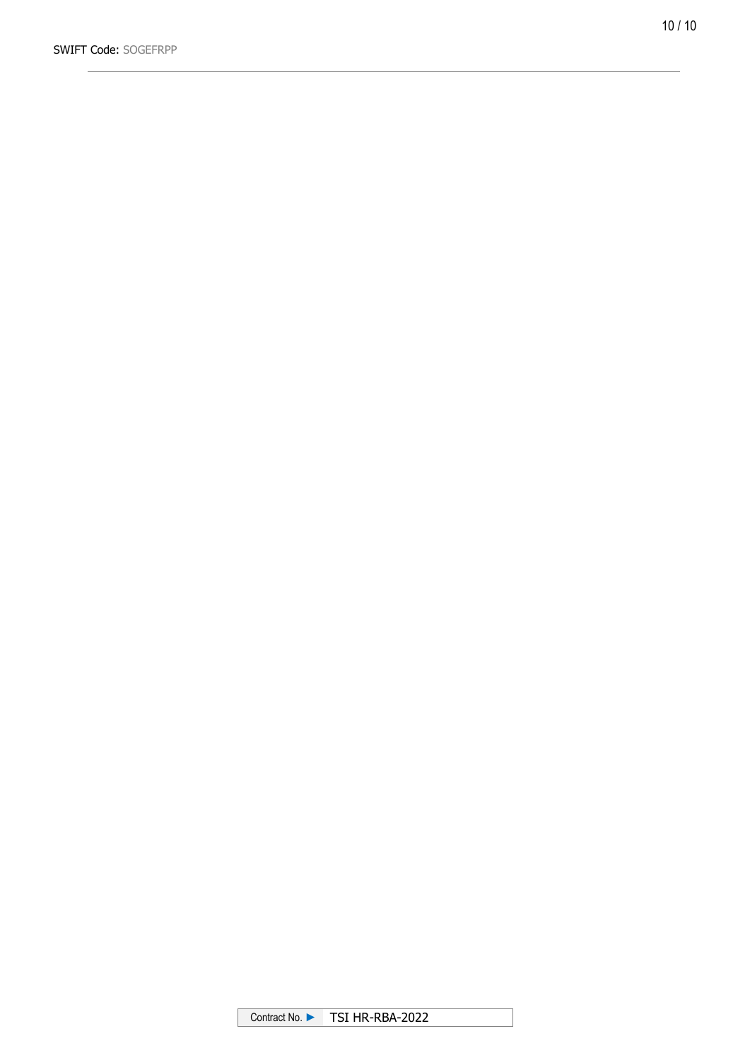SWIFT Code: SOGEFRPP

---

| | |
|---|---|
| Contract No. ► | TSI HR-RBA-2022 |